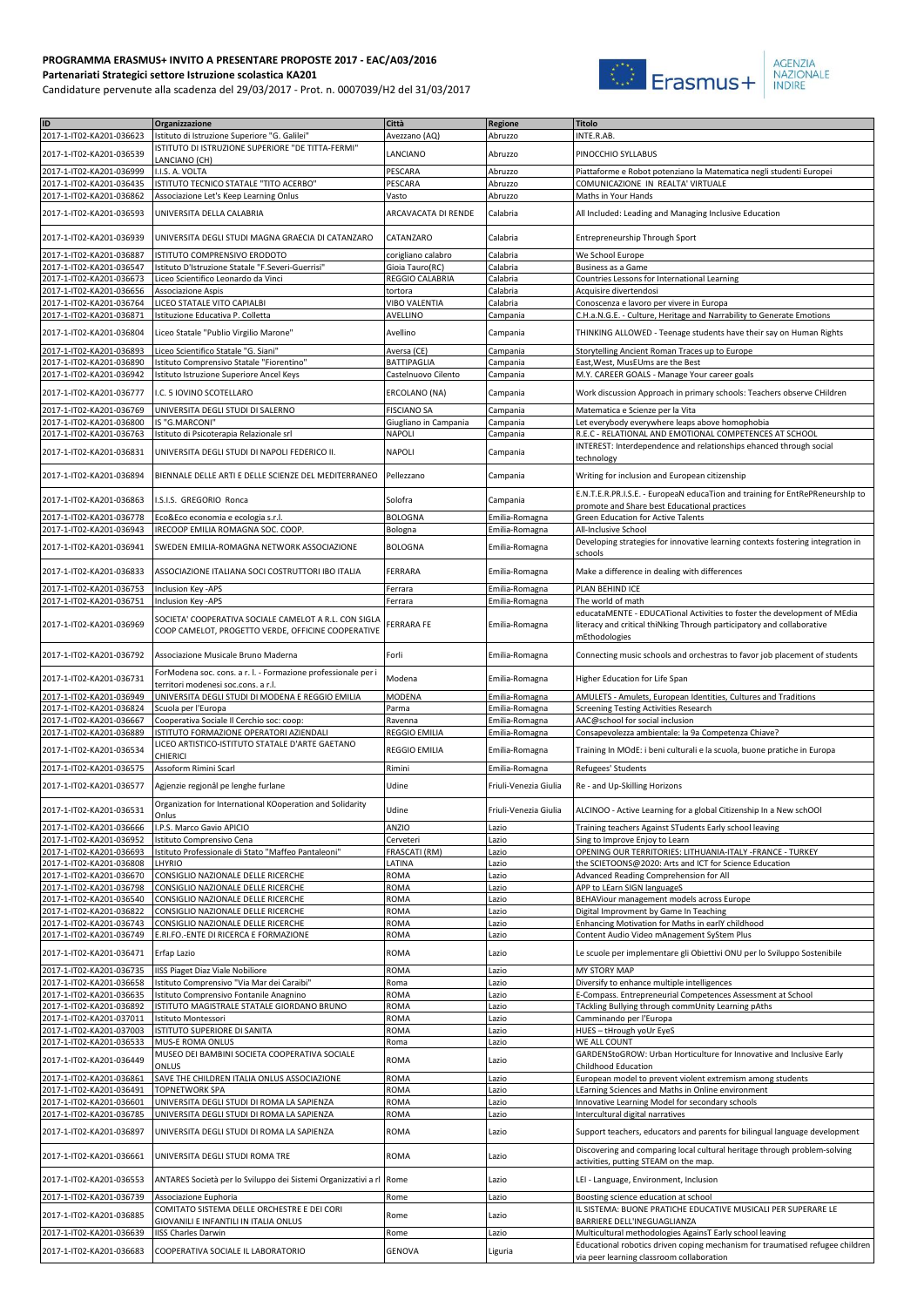**PROGRAMMA ERASMUS+ INVITO A PRESENTARE PROPOSTE 2017 - EAC/A03/2016**

**Partenariati Strategici settore Istruzione scolastica KA201**

Candidature pervenute alla scadenza del 29/03/2017 - Prot. n. 0007039/H2 del 31/03/2017

| ID | Organizzazione | Città | Regione | Titolo |
|---|---|---|---|---|
| 2017-1-IT02-KA201-036623 | Istituto di Istruzione Superiore "G. Galilei" | Avezzano (AQ) | Abruzzo | INTE.R.AB. |
| 2017-1-IT02-KA201-036539 | ISTITUTO DI ISTRUZIONE SUPERIORE "DE TITTA-FERMI" LANCIANO (CH) | LANCIANO | Abruzzo | PINOCCHIO SYLLABUS |
| 2017-1-IT02-KA201-036999 | I.I.S. A. VOLTA | PESCARA | Abruzzo | Piattaforme e Robot potenziano la Matematica negli studenti Europei |
| 2017-1-IT02-KA201-036435 | ISTITUTO TECNICO STATALE "TITO ACERBO" | PESCARA | Abruzzo | COMUNICAZIONE IN REALTA' VIRTUALE |
| 2017-1-IT02-KA201-036862 | Associazione Let's Keep Learning Onlus | Vasto | Abruzzo | Maths in Your Hands |
| 2017-1-IT02-KA201-036593 | UNIVERSITA DELLA CALABRIA | ARCAVACATA DI RENDE | Calabria | All Included: Leading and Managing Inclusive Education |
| 2017-1-IT02-KA201-036939 | UNIVERSITA DEGLI STUDI MAGNA GRAECIA DI CATANZARO | CATANZARO | Calabria | Entrepreneurship Through Sport |
| 2017-1-IT02-KA201-036887 | ISTITUTO COMPRENSIVO ERODOTO | corigliano calabro | Calabria | We School Europe |
| 2017-1-IT02-KA201-036547 | Istituto D'Istruzione Statale "F.Severi-Guerrisi" | Gioia Tauro(RC) | Calabria | Business as a Game |
| 2017-1-IT02-KA201-036673 | Liceo Scientifico Leonardo da Vinci | REGGIO CALABRIA | Calabria | Countries Lessons for International Learning |
| 2017-1-IT02-KA201-036656 | Associazione Aspis | tortora | Calabria | Acquisire divertendosi |
| 2017-1-IT02-KA201-036764 | LICEO STATALE VITO CAPIALBI | VIBO VALENTIA | Calabria | Conoscenza e lavoro per vivere in Europa |
| 2017-1-IT02-KA201-036871 | Istituzione Educativa P. Colletta | AVELLINO | Campania | C.H.a.N.G.E. - Culture, Heritage and Narrability to Generate Emotions |
| 2017-1-IT02-KA201-036804 | Liceo Statale "Publio Virgilio Marone" | Avellino | Campania | THINKING ALLOWED - Teenage students have their say on Human Rights |
| 2017-1-IT02-KA201-036893 | Liceo Scientifico Statale "G. Siani" | Aversa (CE) | Campania | Storytelling Ancient Roman Traces up to Europe |
| 2017-1-IT02-KA201-036890 | Istituto Comprensivo Statale "Fiorentino" | BATTIPAGLIA | Campania | East,West, MusEUms are the Best |
| 2017-1-IT02-KA201-036942 | Istituto Istruzione Superiore Ancel Keys | Castelnuovo Cilento | Campania | M.Y. CAREER GOALS - Manage Your career goals |
| 2017-1-IT02-KA201-036777 | I.C. 5 IOVINO SCOTELLARO | ERCOLANO (NA) | Campania | Work discussion Approach in primary schools: Teachers observe CHildren |
| 2017-1-IT02-KA201-036769 | UNIVERSITA DEGLI STUDI DI SALERNO | FISCIANO SA | Campania | Matematica e Scienze per la Vita |
| 2017-1-IT02-KA201-036800 | IS "G.MARCONI" | Giugliano in Campania | Campania | Let everybody everywhere leaps above homophobia |
| 2017-1-IT02-KA201-036763 | Istituto di Psicoterapia Relazionale srl | NAPOLI | Campania | R.E.C - RELATIONAL AND EMOTIONAL COMPETENCES AT SCHOOL |
| 2017-1-IT02-KA201-036831 | UNIVERSITA DEGLI STUDI DI NAPOLI FEDERICO II. | NAPOLI | Campania | INTEREST: Interdependence and relationships ehanced through social technology |
| 2017-1-IT02-KA201-036894 | BIENNALE DELLE ARTI E DELLE SCIENZE DEL MEDITERRANEO | Pellezzano | Campania | Writing for inclusion and European citizenship |
| 2017-1-IT02-KA201-036863 | I.S.I.S. GREGORIO Ronca | Solofra | Campania | E.N.T.E.R.PR.I.S.E. - EuropeaN educaTion and training for EntRePReneurshIp to promote and Share best Educational practices |
| 2017-1-IT02-KA201-036778 | Eco&Eco economia e ecologia s.r.l. | BOLOGNA | Emilia-Romagna | Green Education for Active Talents |
| 2017-1-IT02-KA201-036943 | IRECOOP EMILIA ROMAGNA SOC. COOP. | Bologna | Emilia-Romagna | All-Inclusive School |
| 2017-1-IT02-KA201-036941 | SWEDEN EMILIA-ROMAGNA NETWORK ASSOCIAZIONE | BOLOGNA | Emilia-Romagna | Developing strategies for innovative learning contexts fostering integration in schools |
| 2017-1-IT02-KA201-036833 | ASSOCIAZIONE ITALIANA SOCI COSTRUTTORI IBO ITALIA | FERRARA | Emilia-Romagna | Make a difference in dealing with differences |
| 2017-1-IT02-KA201-036753 | Inclusion Key -APS | Ferrara | Emilia-Romagna | PLAN BEHIND ICE |
| 2017-1-IT02-KA201-036751 | Inclusion Key -APS | Ferrara | Emilia-Romagna | The world of math |
| 2017-1-IT02-KA201-036969 | SOCIETA' COOPERATIVA SOCIALE CAMELOT A R.L. CON SIGLA COOP CAMELOT, PROGETTO VERDE, OFFICINE COOPERATIVE | FERRARA FE | Emilia-Romagna | educataMENTE - EDUCATional Activities to foster the development of MEdia literacy and critical thiNking Through participatory and collaborative mEthodologies |
| 2017-1-IT02-KA201-036792 | Associazione Musicale Bruno Maderna | Forlì | Emilia-Romagna | Connecting music schools and orchestras to favor job placement of students |
| 2017-1-IT02-KA201-036731 | ForModena soc. cons. a r. l. - Formazione professionale per i territori modenesi soc.cons. a r.l. | Modena | Emilia-Romagna | Higher Education for Life Span |
| 2017-1-IT02-KA201-036949 | UNIVERSITA DEGLI STUDI DI MODENA E REGGIO EMILIA | MODENA | Emilia-Romagna | AMULETS - Amulets, European Identities, Cultures and Traditions |
| 2017-1-IT02-KA201-036824 | Scuola per l'Europa | Parma | Emilia-Romagna | Screening Testing Activities Research |
| 2017-1-IT02-KA201-036667 | Cooperativa Sociale Il Cerchio soc: coop: | Ravenna | Emilia-Romagna | AAC@school for social inclusion |
| 2017-1-IT02-KA201-036889 | ISTITUTO FORMAZIONE OPERATORI AZIENDALI | REGGIO EMILIA | Emilia-Romagna | Consapevolezza ambientale: la 9a Competenza Chiave? |
| 2017-1-IT02-KA201-036534 | LICEO ARTISTICO-ISTITUTO STATALE D'ARTE GAETANO CHIERICI | REGGIO EMILIA | Emilia-Romagna | Training In MOdE: i beni culturali e la scuola, buone pratiche in Europa |
| 2017-1-IT02-KA201-036575 | Assoform Rimini Scarl | Rimini | Emilia-Romagna | Refugees' Students |
| 2017-1-IT02-KA201-036577 | Agjenzie regjonâl pe lenghe furlane | Udine | Friuli-Venezia Giulia | Re - and Up-Skilling Horizons |
| 2017-1-IT02-KA201-036531 | Organization for International KOoperation and Solidarity Onlus | Udine | Friuli-Venezia Giulia | ALCINOO - Active Learning for a global Citizenship In a New schOOl |
| 2017-1-IT02-KA201-036666 | I.P.S. Marco Gavio APICIO | ANZIO | Lazio | Training teachers Against STudents Early school leaving |
| 2017-1-IT02-KA201-036952 | Istituto Comprensivo Cena | Cerveteri | Lazio | Sing to Improve Enjoy to Learn |
| 2017-1-IT02-KA201-036693 | Istituto Professionale di Stato "Maffeo Pantaleoni" | FRASCATI (RM) | Lazio | OPENING OUR TERRITORIES: LITHUANIA-ITALY -FRANCE - TURKEY |
| 2017-1-IT02-KA201-036808 | LHYRIO | LATINA | Lazio | the SCIETOONS@2020: Arts and ICT for Science Education |
| 2017-1-IT02-KA201-036670 | CONSIGLIO NAZIONALE DELLE RICERCHE | ROMA | Lazio | Advanced Reading Comprehension for All |
| 2017-1-IT02-KA201-036798 | CONSIGLIO NAZIONALE DELLE RICERCHE | ROMA | Lazio | APP to LEarn SIGN languageS |
| 2017-1-IT02-KA201-036540 | CONSIGLIO NAZIONALE DELLE RICERCHE | ROMA | Lazio | BEHAViour management models across Europe |
| 2017-1-IT02-KA201-036822 | CONSIGLIO NAZIONALE DELLE RICERCHE | ROMA | Lazio | Digital Improvment by Game In Teaching |
| 2017-1-IT02-KA201-036743 | CONSIGLIO NAZIONALE DELLE RICERCHE | ROMA | Lazio | Enhancing Motivation for Maths in earlY childhood |
| 2017-1-IT02-KA201-036749 | E.RI.FO.-ENTE DI RICERCA E FORMAZIONE | ROMA | Lazio | Content Audio Video mAnagement SyStem Plus |
| 2017-1-IT02-KA201-036471 | Erfap Lazio | ROMA | Lazio | Le scuole per implementare gli Obiettivi ONU per lo Sviluppo Sostenibile |
| 2017-1-IT02-KA201-036735 | IISS Piaget Diaz Viale Nobiliore | ROMA | Lazio | MY STORY MAP |
| 2017-1-IT02-KA201-036658 | Istituto Comprensivo "Via Mar dei Caraibi" | Roma | Lazio | Diversify to enhance multiple intelligences |
| 2017-1-IT02-KA201-036635 | Istituto Comprensivo Fontanile Anagnino | ROMA | Lazio | E-Compass. Entrepreneurial Competences Assessment at School |
| 2017-1-IT02-KA201-036892 | ISTITUTO MAGISTRALE STATALE GIORDANO BRUNO | ROMA | Lazio | TAckling Bullying through commUnity Learning pAths |
| 2017-1-IT02-KA201-037011 | Istituto Montessori | ROMA | Lazio | Camminando per l'Europa |
| 2017-1-IT02-KA201-037003 | ISTITUTO SUPERIORE DI SANITA | ROMA | Lazio | HUES – tHrough yoUr EyeS |
| 2017-1-IT02-KA201-036533 | MUS-E ROMA ONLUS | Roma | Lazio | WE ALL COUNT |
| 2017-1-IT02-KA201-036449 | MUSEO DEI BAMBINI SOCIETA COOPERATIVA SOCIALE ONLUS | ROMA | Lazio | GARDENStoGROW: Urban Horticulture for Innovative and Inclusive Early Childhood Education |
| 2017-1-IT02-KA201-036861 | SAVE THE CHILDREN ITALIA ONLUS ASSOCIAZIONE | ROMA | Lazio | European model to prevent violent extremism among students |
| 2017-1-IT02-KA201-036491 | TOPNETWORK SPA | ROMA | Lazio | LEarning Sciences and Maths in Online environment |
| 2017-1-IT02-KA201-036601 | UNIVERSITA DEGLI STUDI DI ROMA LA SAPIENZA | ROMA | Lazio | Innovative Learning Model for secondary schools |
| 2017-1-IT02-KA201-036785 | UNIVERSITA DEGLI STUDI DI ROMA LA SAPIENZA | ROMA | Lazio | Intercultural digital narratives |
| 2017-1-IT02-KA201-036897 | UNIVERSITA DEGLI STUDI DI ROMA LA SAPIENZA | ROMA | Lazio | Support teachers, educators and parents for bilingual language development |
| 2017-1-IT02-KA201-036661 | UNIVERSITA DEGLI STUDI ROMA TRE | ROMA | Lazio | Discovering and comparing local cultural heritage through problem-solving activities, putting STEAM on the map. |
| 2017-1-IT02-KA201-036553 | ANTARES Società per lo Sviluppo dei Sistemi Organizzativi a rl | Rome | Lazio | LEI - Language, Environment, Inclusion |
| 2017-1-IT02-KA201-036739 | Associazione Euphoria | Rome | Lazio | Boosting science education at school |
| 2017-1-IT02-KA201-036885 | COMITATO SISTEMA DELLE ORCHESTRE E DEI CORI GIOVANILI E INFANTILI IN ITALIA ONLUS | Rome | Lazio | IL SISTEMA: BUONE PRATICHE EDUCATIVE MUSICALI PER SUPERARE LE BARRIERE DELL'INEGUAGLIANZA |
| 2017-1-IT02-KA201-036639 | IISS Charles Darwin | Rome | Lazio | Multicultural methodologies AgainsT Early school leaving |
| 2017-1-IT02-KA201-036683 | COOPERATIVA SOCIALE IL LABORATORIO | GENOVA | Liguria | Educational robotics driven coping mechanism for traumatised refugee children via peer learning classroom collaboration |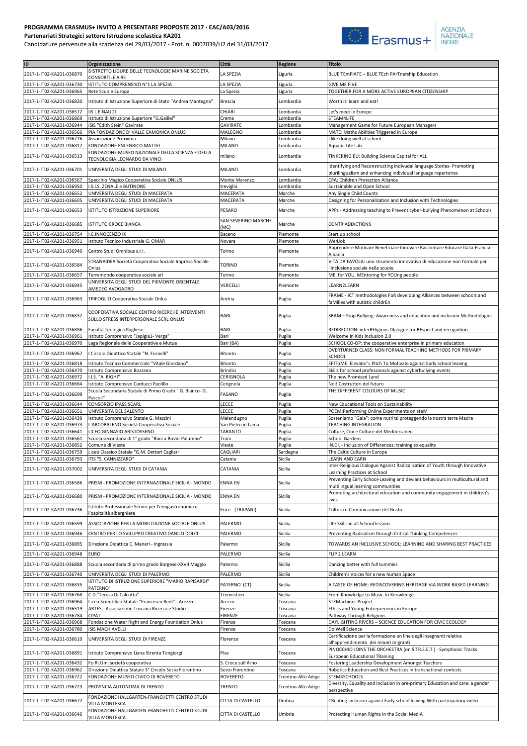**PROGRAMMA ERASMUS+ INVITO A PRESENTARE PROPOSTE 2017 - EAC/A03/2016**

**Partenariati Strategici settore Istruzione scolastica KA201**

Candidature pervenute alla scadenza del 29/03/2017 - Prot. n. 0007039/H2 del 31/03/2017

| ID | Organizzazione | Città | Regione | Titolo |
|---|---|---|---|---|
| 2017-1-IT02-KA201-036870 | DISTRETTO LIGURE DELLE TECNOLOGIE MARINE SOCIETA CONSORTILE A RE | LA SPEZIA | Liguria | BLUE TEmPIATE – BLUE TEch PArTnership Education |
| 2017-1-IT02-KA201-036730 | ISTITUTO COMPRENSIVO N°1 LA SPEZIA | LA SPEZIA | Liguria | GIVE ME FIVE |
| 2017-1-IT02-KA201-036965 | Rete Scuole Europa | La Spezia | Liguria | TOGETHER FOR A MORE ACTIVE EUROPEAN CITIZENSHIP |
| 2017-1-IT02-KA201-036820 | Istituto di Istruzione Superiore di Stato "Andrea Mantegna" | Brescia | Lombardia | Worth it: learn and eat! |
| 2017-1-IT02-KA201-036572 | IIS L EINAUDI | CHIARI | Lombardia | Let's meet in Europe |
| 2017-1-IT02-KA201-036869 | Istituto di Istruzione Superiore "G.Galilei" | Crema | Lombardia | STEAM4LIFE |
| 2017-1-IT02-KA201-036944 | ISIS "Edith Stein" Gavirate | GAVIRATE | Lombardia | Management Game for Future European Managers |
| 2017-1-IT02-KA201-036566 | PIA FONDAZIONE DI VALLE CAMONICA ONLUS | MALEGNO | Lombardia | MATE: Maths Abilities Triggered in Europe |
| 2017-1-IT02-KA201-036776 | Associazione Proxxima | Milano | Lombardia | I like doing well at school |
| 2017-1-IT02-KA201-036817 | FONDAZIONE ENI ENRICO MATTEI | MILANO | Lombardia | Aquatic Life Lab |
| 2017-1-IT02-KA201-036513 | FONDAZIONE MUSEO NAZIONALE DELLA SCIENZA E DELLA TECNOLOGIA LEONARDO DA VINCI | milano | Lombardia | TINKERING EU: Building Science Capital for ALL |
| 2017-1-IT02-KA201-036701 | UNIVERSITA DEGLI STUDI DI MILANO | MILANO | Lombardia | Identifying and Reconstructing indivudal language Stories- Promoting plurilingualism and enhancing individual language repertoires |
| 2017-1-IT02-KA201-036567 | Specchio Magico Cooperativa Sociale ONLUS | Monte Marenzo | Lombardia | CPA: Children Protection Alliance |
| 2017-1-IT02-KA201-036950 | I.S.I.S. ZENALE e BUTINONE | treviglio | Lombardia | Sustainable and Open School |
| 2017-1-IT02-KA201-036652 | UNIVERSITA DEGLI STUDI DI MACERATA | MACERATA | Marche | Any Single Child Counts |
| 2017-1-IT02-KA201-036605 | UNIVERSITA DEGLI STUDI DI MACERATA | MACERATA | Marche | Designing for Personalization and Inclusion with Technologies |
| 2017-1-IT02-KA201-036653 | ISTITUTO ISTRUZIONE SUPERIORE | PESARO | Marche | APPs - Addressing teaching to Prevent cyber-bullying Phenomenon at Schools |
| 2017-1-IT02-KA201-036685 | ISTITUTO CROCE BIANCA | SAN SEVERINO MARCHE (MC) | Marche | CONTR'ADDICTIONS |
| 2017-1-IT02-KA201-036754 | I.C.INNOCENZO IX | Baceno | Piemonte | Start up school |
| 2017-1-IT02-KA201-036951 | Istituto Tecnico Industriale G. OMAR | Novara | Piemonte | We4Job |
| 2017-1-IT02-KA201-036940 | Centro Studi Omnibus s.r.l. | Torino | Piemonte | Apprendere Motivare Beneficiare Innovare Raccontare Educare Italia-Francia-Albania |
| 2017-1-IT02-KA201-036584 | STRANAIDEA Società Cooperativa Sociale Impresa Sociale Onlus | TORINO | Piemonte | VITA DA FAVOLA: uno strumento innovativo di educazione non formale per l'inclusione sociale nelle scuole |
| 2017-1-IT02-KA201-036657 | Terremondo cooperativa sociale arl | Torino | Piemonte | ME. for YOU. MEntoring for YOUng people |
| 2017-1-IT02-KA201-036945 | UNIVERSITA DEGLI STUDI DEL PIEMONTE ORIENTALE AMEDEO AVOGADRO | VERCELLI | Piemonte | LEARN2LEARN |
| 2017-1-IT02-KA201-036963 | TRIFOGLIO Cooperativa Sociale Onlus | Andria | Puglia | FRAME - ICT methodologies FoR developing Alliances between schools and faMilies with autistic childrEn |
| 2017-1-IT02-KA201-036832 | COOPERATIVA SOCIALE CENTRO RICERCHE INTERVENTI SULLO STRESS INTERPERSONALE SCRL ONLUS | BARI | Puglia | SBAM – Stop Bullying: Awareness and education and inclusion Methodologies |
| 2017-1-IT02-KA201-036886 | Facoltà Teologica Pugliese | BARI | Puglia | REDIRECTION: interREligious DIalogue for REspect and recognition |
| 2017-1-IT02-KA201-036961 | Istituto Comprensivo "Japigia1- Verga" | Bari | Puglia | Welcome In Kids Inclusion 2.0 |
| 2017-1-IT02-KA201-036970 | Lega Regionale delle Cooperative e Mutue | Bari (BA) | Puglia | SCHOOL CO-OP: the cooperative enterprise in primary education |
| 2017-1-IT02-KA201-036967 | I Circolo Didattico Statale "N. Fornelli" | Bitonto | Puglia | OVERTURNED CLASS: NON FORMAL TEACHING METHODS FOR PRIMARY SCHOOL |
| 2017-1-IT02-KA201-036818 | Istituto Tecnico Commerciale "Vitale Giordano" | Bitonto | Puglia | EPIToME: Elevator's Pitch To Motivate against Early school leaving |
| 2017-1-IT02-KA201-036470 | Istituto Comprensivo Bozzano | Brindisi | Puglia | Skills for school professionals against cyberbullying events |
| 2017-1-IT02-KA201-036972 | I.I.S. "A. RIGHI" | CERIGNOLA | Puglia | The new Promised Land |
| 2017-1-IT02-KA201-036664 | Istituto Comprensivo Carducci Paolillo | Cerignola | Puglia | Noi! Costruttori del futuro |
| 2017-1-IT02-KA201-036699 | Scuola Secondaria Statale di Primo Grado " G. Bianco- G. Pascoli" | FASANO | Puglia | THE DIFFERENT COLOURS OF MUSIC |
| 2017-1-IT02-KA201-036644 | CONSORZIO IPASS SCARL | LECCE | Puglia | New Educational Tools on Sustainability |
| 2017-1-IT02-KA201-036651 | UNIVERSITA DEL SALENTO | LECCE | Puglia | POEM:Performing Online Experiments on steM |
| 2017-1-IT02-KA201-036439 | Istituto Comprensivo Statale G. Mazzini | Melendugno | Puglia | Sosteniamo "Gaia": come nutrirsi proteggendo la nostra terra Madre |
| 2017-1-IT02-KA201-036973 | L'ARCOBALENO Società Cooperativa Sociale | San Pietro in Lama | Puglia | TEACHING INTEGRATION |
| 2017-1-IT02-KA201-036641 | LICEO GINNASIO ARISTOSSENO | TARANTO | Puglia | Colture, Cibi e Culture del Mediterraneo |
| 2017-1-IT02-KA201-036561 | Scuola secondaria di 1° grado "Rocca-Bovio-Palumbo" | Trani | Puglia | School Gardens |
| 2017-1-IT02-KA201-036852 | Comune di Vieste | Vieste | Puglia | IN.DI. - Inclusion of Differences: training to equality |
| 2017-1-IT02-KA201-036759 | Liceo Classico Statale "G.M. Dettori Cagliari | CAGLIARI | Sardegna | The Celtic Culture in Europe |
| 2017-1-IT02-KA201-036793 | ITIS "S. CANNIZZARO" | Catania | Sicilia | LEARN AND EARN |
| 2017-1-IT02-KA201-037002 | UNIVERSITA DEGLI STUDI DI CATANIA | CATANIA | Sicilia | Inter-Religious Dialogue Against Radicalization of Youth through Innovative Learning Practices at School |
| 2017-1-IT02-KA201-036586 | PRISM - PROMOZIONE INTERNAZIONALE SICILIA - MONDO | ENNA EN | Sicilia | Preventing Early School-Leaving and deviant behaviours in multicultural and multilingual learning communities |
| 2017-1-IT02-KA201-036680 | PRISM - PROMOZIONE INTERNAZIONALE SICILIA - MONDO | ENNA EN | Sicilia | Promoting architectural education and community engagement in children's lives |
| 2017-1-IT02-KA201-036736 | Istituto Professionale Servizi per l'enogastronomia e l'ospitalità alberghiera | Erice - (TRAPANI) | Sicilia | Cultura e Comunicazione del Gusto |
| 2017-1-IT02-KA201-036599 | ASSOCIAZIONE PER LA MOBILITAZIONE SOCIALE ONLUS | PALERMO | Sicilia | LIfe Skills in all School lessons |
| 2017-1-IT02-KA201-036946 | CENTRO PER LO SVILUPPO CREATIVO DANILO DOLCI | PALERMO | Sicilia | Preventing Radicalism through Critical Thinking Competences |
| 2017-1-IT02-KA201-036895 | Direzione Didattica C. Maneri - Ingrassia | Palermo | Sicilia | TOWARDS AN INCLUSIVE SCHOOL: LEARNING AND SHARING BEST PRACTICES |
| 2017-1-IT02-KA201-036948 | EURO | PALERMO | Sicilia | FLIP 2 LEARN |
| 2017-1-IT02-KA201-036888 | Scuola secondaria di primo grado Borgese-XXVII Maggio | Palermo | Sicilia | Dancing better with full tummies |
| 2017-1-IT02-KA201-036740 | UNIVERSITA DEGLI STUDI DI PALERMO | PALERMO | Sicilia | Children's Voices for a new human Space |
| 2017-1-IT02-KA201-036835 | ISTITUTO DI ISTRUZIONE SUPERIORE "MARIO RAPISARDI" PATERNO' | PATERNO' (CT) | Sicilia | A TASTE OF HOME: REDISCOVERING HERITAGE VIA WORK BASED LEARNING |
| 2017-1-IT02-KA201-036768 | C.D."Teresa Di Calcutta" | Tremestieri | Sicilia | From Knowledge to Music to Knowledge |
| 2017-1-IT02-KA201-036964 | Liceo Scientifico Statale "Francesco Redi" - Arezzo | Arezzo | Toscana | STEMachines Project |
| 2017-1-IT02-KA201-036519 | ARTES - Associazione Toscana Ricerca e Studio | Firenze | Toscana | Ethics and Young Entrepreneurs in Europe |
| 2017-1-IT02-KA201-036784 | CIPAT | FIRENZE | Toscana | Pathway Through Religions |
| 2017-1-IT02-KA201-036968 | Fondazione Water Right and Energy Foundation Onlus | Firenze | Toscana | DAYLIGHTING RIVERS – SCIENCE EDUCATION FOR CIVIC ECOLOGY |
| 2017-1-IT02-KA201-036780 | ISIS MACHIAVELLI | Firenze | Toscana | Do Well Science |
| 2017-1-IT02-KA201-036610 | UNIVERSITA DEGLI STUDI DI FIRENZE | Florence | Toscana | Certificazione per la formazione on line degli insegnanti relativa all'apprendimento dei minori migranti |
| 2017-1-IT02-KA201-036891 | Istituto Comprensivo Liana Strenta Tongiorgi | Pisa | Toscana | PINOCCHIO JOINS THE ORCHESTRA (on S.TR.E.E.T.) - Symphonic Tracks European Educational TRaining |
| 2017-1-IT02-KA201-036432 | Fo.Ri.Um. società cooperativa | S. Croce sull'Arno | Toscana | Fostering Leadership Development Amongst Teachers |
| 2017-1-IT02-KA201-036962 | Direzione Didattica Statale 3° Circolo Sesto Fiorentino | Sesto Fiorentino | Toscana | Robotics Education and Best Practices in transnational contests |
| 2017-1-IT02-KA201-036722 | FONDAZIONE MUSEO CIVICO DI ROVERETO | ROVERETO | Trentino-Alto Adige | STEM4SCHOOLS |
| 2017-1-IT02-KA201-036723 | PROVINCIA AUTONOMA DI TRENTO | TRENTO | Trentino-Alto Adige | Diversity, Equality and inclusion in pre-primary Education and care: a gender perspective |
| 2017-1-IT02-KA201-036672 | FONDAZIONE HALLGARTEN-FRANCHETTI CENTRO STUDI VILLA MONTESCA | CITTA DI CASTELLO | Umbria | CReating inclusion against Early school leaving With participatory video |
| 2017-1-IT02-KA201-036646 | FONDAZIONE HALLGARTEN-FRANCHETTI CENTRO STUDI VILLA MONTESCA | CITTA DI CASTELLO | Umbria | Protecting Human Rights In the Social MediA |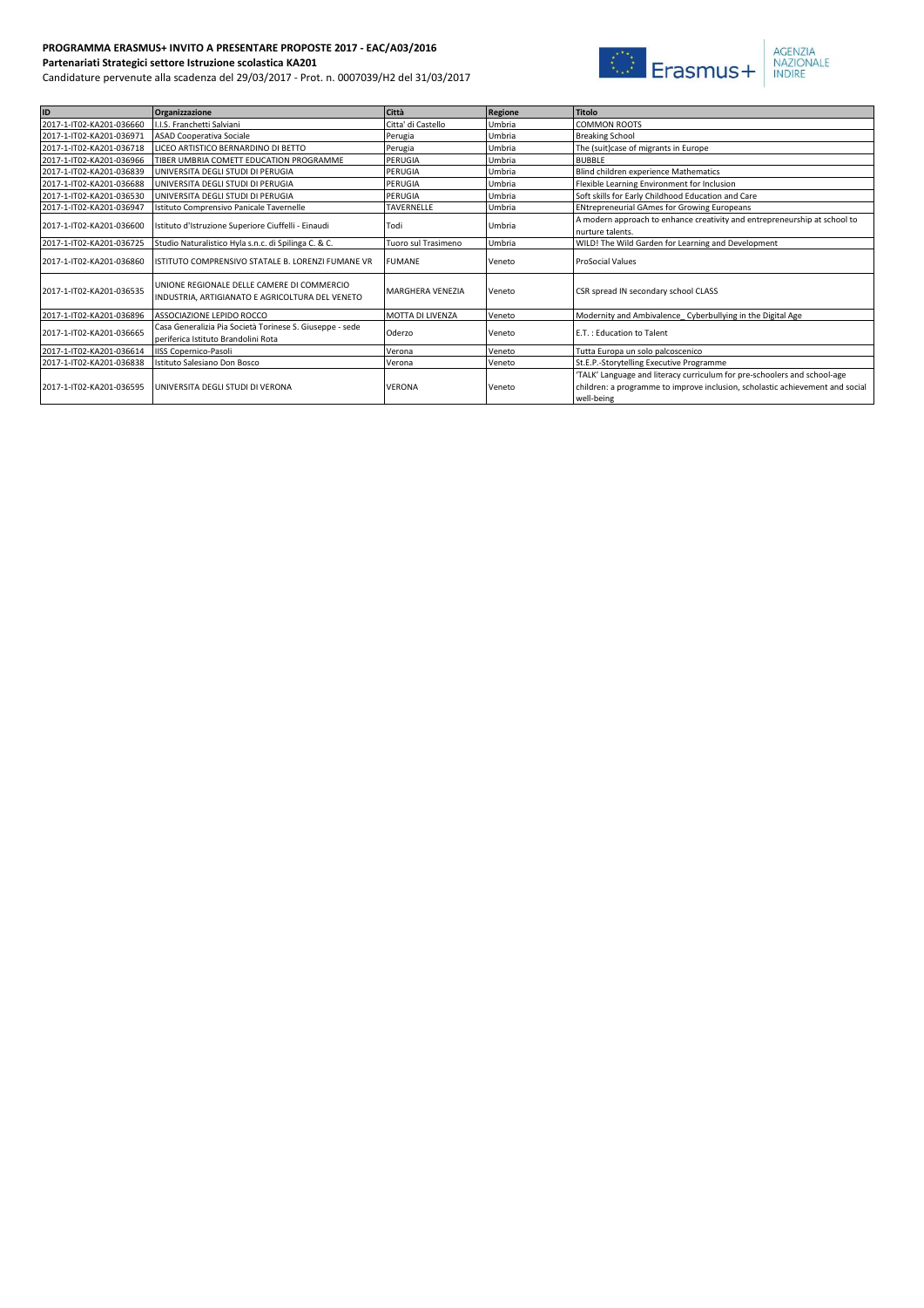**PROGRAMMA ERASMUS+ INVITO A PRESENTARE PROPOSTE 2017 - EAC/A03/2016**
**Partenariati Strategici settore Istruzione scolastica KA201**
Candidature pervenute alla scadenza del 29/03/2017 - Prot. n. 0007039/H2 del 31/03/2017

Erasmus+ AGENZIA NAZIONALE INDIRE

| ID | Organizzazione | Città | Regione | Titolo |
|---|---|---|---|---|
| 2017-1-IT02-KA201-036660 | I.I.S. Franchetti Salviani | Citta' di Castello | Umbria | COMMON ROOTS |
| 2017-1-IT02-KA201-036971 | ASAD Cooperativa Sociale | Perugia | Umbria | Breaking School |
| 2017-1-IT02-KA201-036718 | LICEO ARTISTICO BERNARDINO DI BETTO | Perugia | Umbria | The (suit)case of migrants in Europe |
| 2017-1-IT02-KA201-036966 | TIBER UMBRIA COMETT EDUCATION PROGRAMME | PERUGIA | Umbria | BUBBLE |
| 2017-1-IT02-KA201-036839 | UNIVERSITA DEGLI STUDI DI PERUGIA | PERUGIA | Umbria | Blind children experience Mathematics |
| 2017-1-IT02-KA201-036688 | UNIVERSITA DEGLI STUDI DI PERUGIA | PERUGIA | Umbria | Flexible Learning Environment for Inclusion |
| 2017-1-IT02-KA201-036530 | UNIVERSITA DEGLI STUDI DI PERUGIA | PERUGIA | Umbria | Soft skills for Early Childhood Education and Care |
| 2017-1-IT02-KA201-036947 | Istituto Comprensivo Panicale Tavernelle | TAVERNELLE | Umbria | ENtrepreneurial GAmes for Growing Europeans |
| 2017-1-IT02-KA201-036600 | Istituto d'Istruzione Superiore Ciuffelli - Einaudi | Todi | Umbria | A modern approach to enhance creativity and entrepreneurship at school to nurture talents. |
| 2017-1-IT02-KA201-036725 | Studio Naturalistico Hyla s.n.c. di Spilinga C. & C. | Tuoro sul Trasimeno | Umbria | WILD! The Wild Garden for Learning and Development |
| 2017-1-IT02-KA201-036860 | ISTITUTO COMPRENSIVO STATALE B. LORENZI FUMANE VR | FUMANE | Veneto | ProSocial Values |
| 2017-1-IT02-KA201-036535 | UNIONE REGIONALE DELLE CAMERE DI COMMERCIO INDUSTRIA, ARTIGIANATO E AGRICOLTURA DEL VENETO | MARGHERA VENEZIA | Veneto | CSR spread IN secondary school CLASS |
| 2017-1-IT02-KA201-036896 | ASSOCIAZIONE LEPIDO ROCCO | MOTTA DI LIVENZA | Veneto | Modernity and Ambivalence_ Cyberbullying in the Digital Age |
| 2017-1-IT02-KA201-036665 | Casa Generalizia Pia Società Torinese S. Giuseppe - sede periferica Istituto Brandolini Rota | Oderzo | Veneto | E.T. : Education to Talent |
| 2017-1-IT02-KA201-036614 | IISS Copernico-Pasoli | Verona | Veneto | Tutta Europa un solo palcoscenico |
| 2017-1-IT02-KA201-036838 | Istituto Salesiano Don Bosco | Verona | Veneto | St.E.P.-Storytelling Executive Programme |
| 2017-1-IT02-KA201-036595 | UNIVERSITA DEGLI STUDI DI VERONA | VERONA | Veneto | 'TALK' Language and literacy curriculum for pre-schoolers and school-age children: a programme to improve inclusion, scholastic achievement and social well-being |